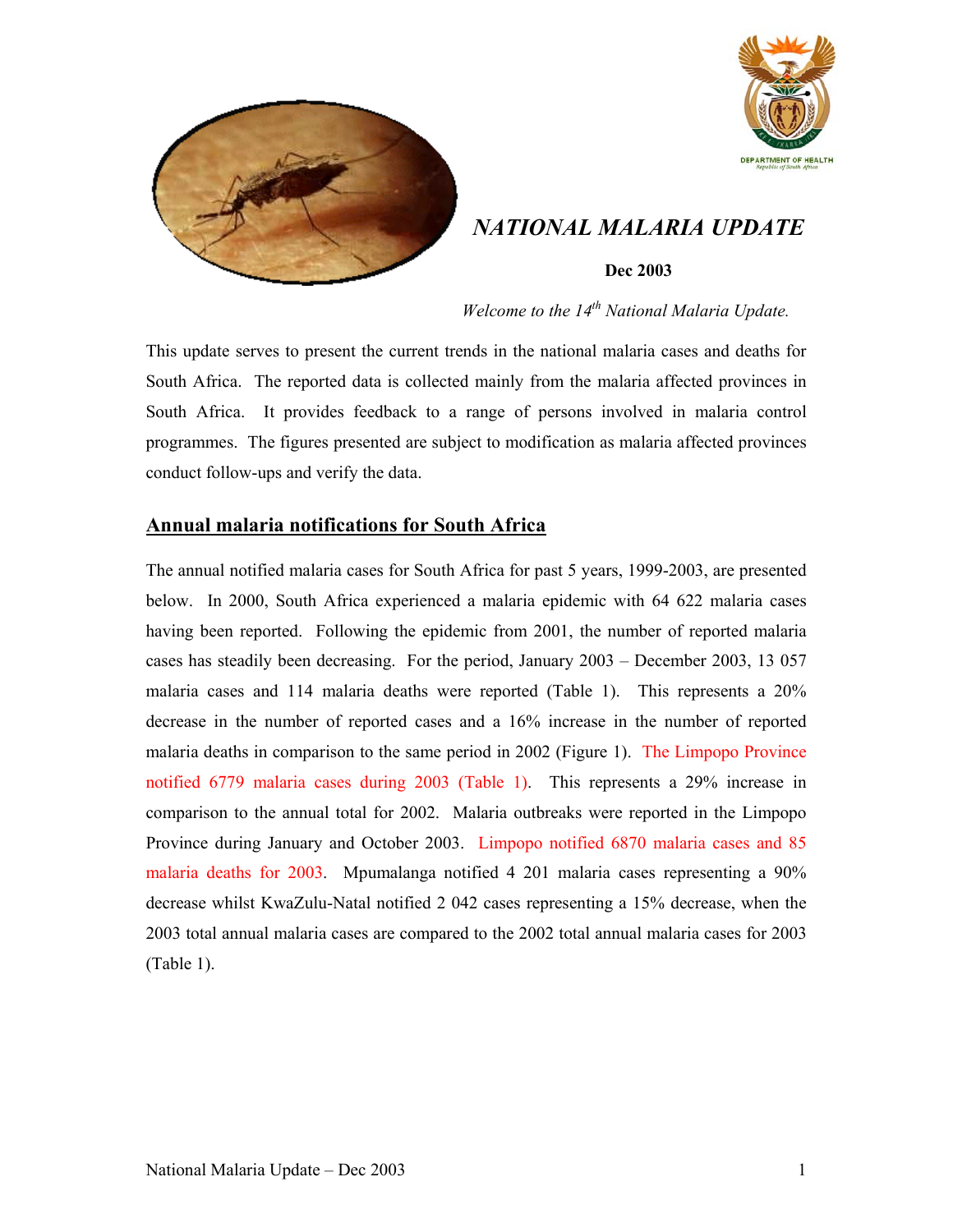# *NATIONAL MALARIA UPDATE*

**Dec 2003**

*Welcome to the 14th National Malaria Update.*

This update serves to present the current trends in the national malaria cases and deaths for South Africa. The reported data is collected mainly from the malaria affected provinces in South Africa. It provides feedback to a range of persons involved in malaria control programmes. The figures presented are subject to modification as malaria affected provinces conduct follow-ups and verify the data.

## Annual malaria notifications for South Africa

The annual notified malaria cases for South Africa for past 5 years, 1999-2003, are presented below. In 2000, South Africa experienced a malaria epidemic with 64 622 malaria cases having been reported. Following the epidemic from 2001, the number of reported malaria cases has steadily been decreasing. For the period, January 2003 – December 2003, 13 057 malaria cases and 114 malaria deaths were reported (Table 1). This represents a 20% decrease in the number of reported cases and a 16% increase in the number of reported malaria deaths in comparison to the same period in 2002 (Figure 1). The Limpopo Province notified 6779 malaria cases during 2003 (Table 1). This represents a 29% increase in comparison to the annual total for 2002. Malaria outbreaks were reported in the Limpopo Province during January and October 2003. Limpopo notified 6870 malaria cases and 85 malaria deaths for 2003. Mpumalanga notified 4 201 malaria cases representing a 90% decrease whilst KwaZulu-Natal notified 2 042 cases representing a 15% decrease, when the 2003 total annual malaria cases are compared to the 2002 total annual malaria cases for 2003 (Table 1).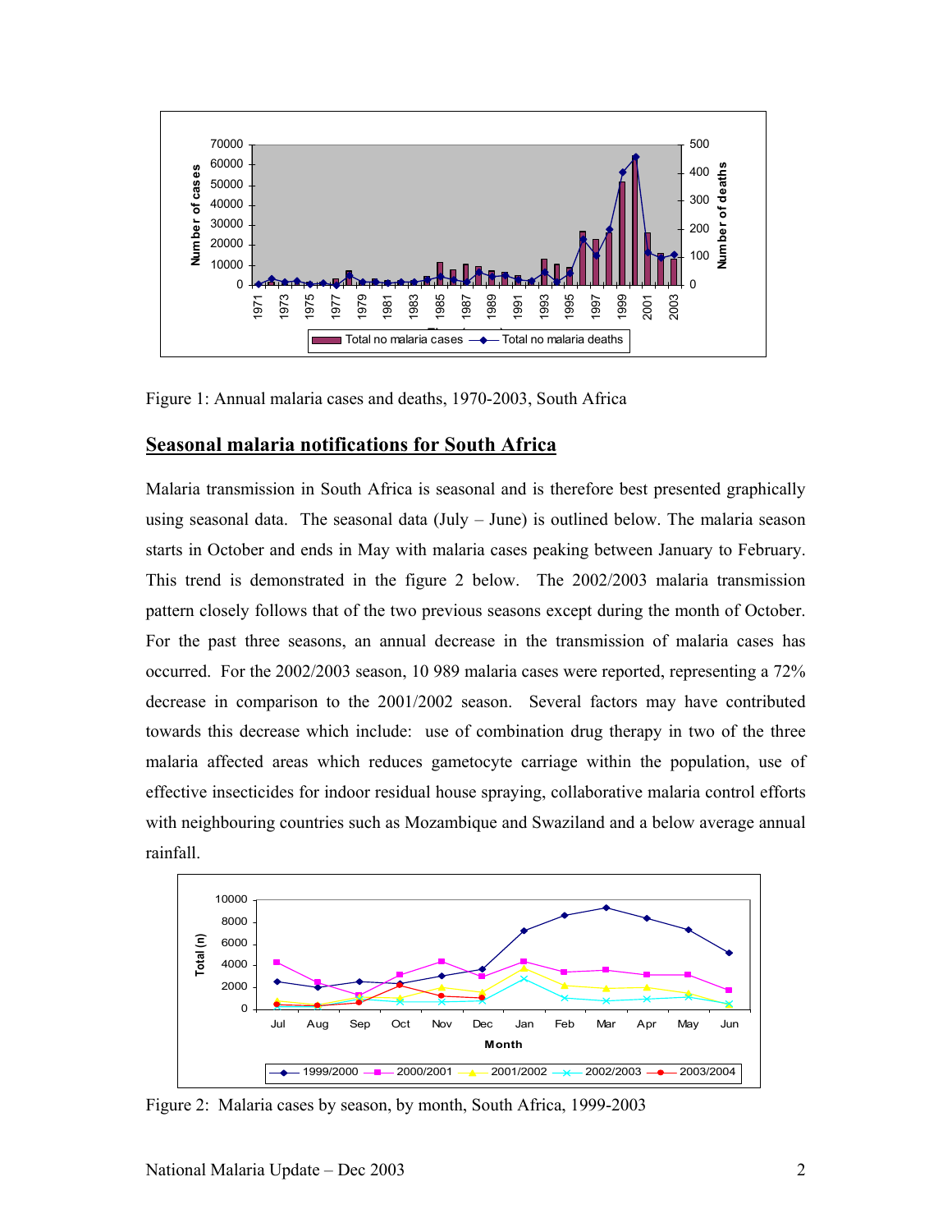Figure 1: Annual malaria cases and deaths, 1970-2003, South Africa

## Seasonal malaria notifications for South Africa

Malaria transmission in South Africa is seasonal and is therefore best presented graphically using seasonal data. The seasonal data (July – June) is outlined below. The malaria season starts in October and ends in May with malaria cases peaking between January to February. This trend is demonstrated in the figure 2 below. The 2002/2003 malaria transmission pattern closely follows that of the two previous seasons except during the month of October. For the past three seasons, an annual decrease in the transmission of malaria cases has occurred. For the 2002/2003 season, 10 989 malaria cases were reported, representing a 72% decrease in comparison to the 2001/2002 season. Several factors may have contributed towards this decrease which include: use of combination drug therapy in two of the three malaria affected areas which reduces gametocyte carriage within the population, use of effective insecticides for indoor residual house spraying, collaborative malaria control efforts with neighbouring countries such as Mozambique and Swaziland and a below average annual rainfall.

Figure 2: Malaria cases by season, by month, South Africa, 1999-2003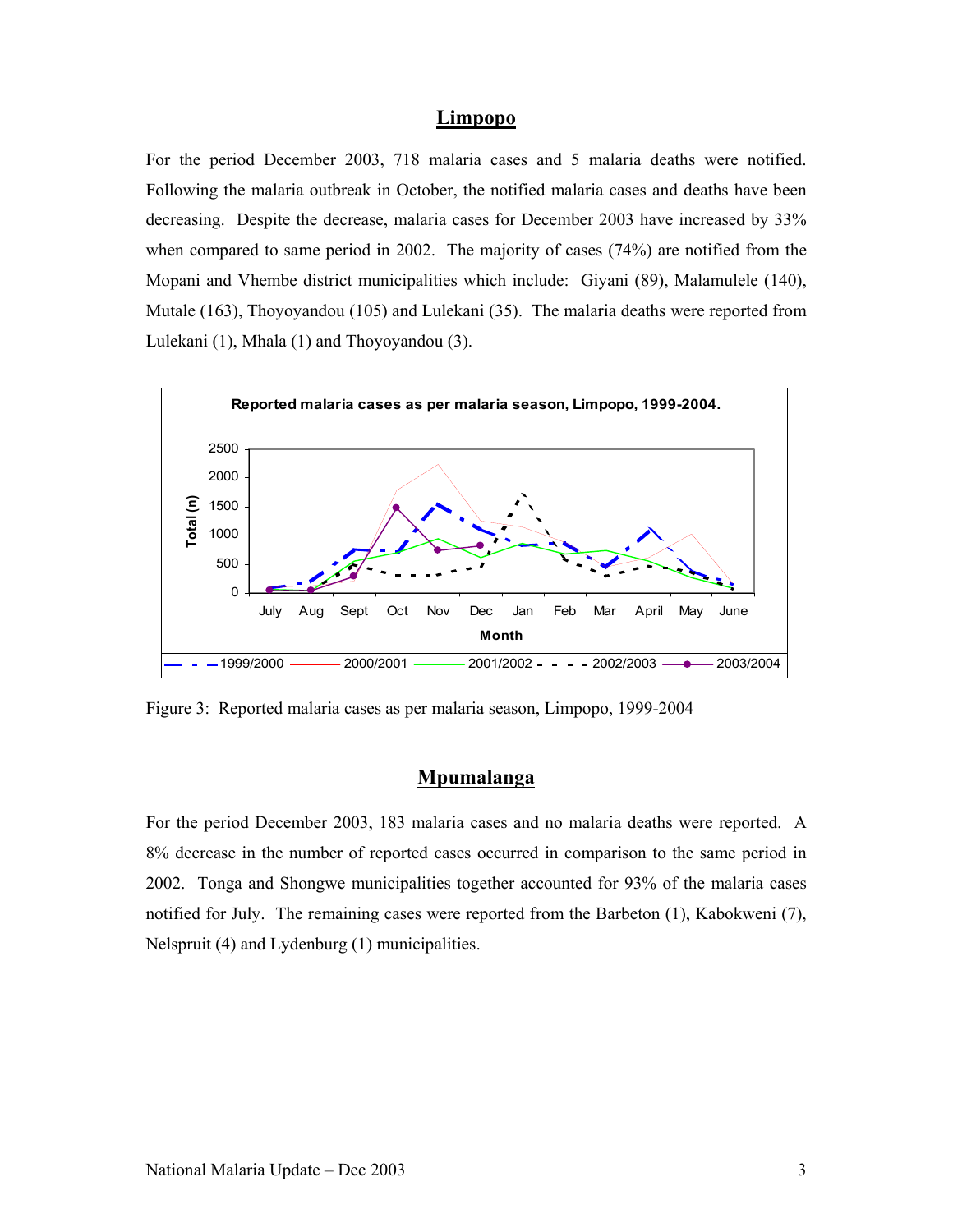## Limpopo

For the period December 2003, 718 malaria cases and 5 malaria deaths were notified. Following the malaria outbreak in October, the notified malaria cases and deaths have been decreasing. Despite the decrease, malaria cases for December 2003 have increased by 33% when compared to same period in 2002. The majority of cases (74%) are notified from the Mopani and Vhembe district municipalities which include: Giyani (89), Malamulele (140), Mutale (163), Thoyoyandou (105) and Lulekani (35). The malaria deaths were reported from Lulekani (1), Mhala (1) and Thoyoyandou (3).

Figure 3: Reported malaria cases as per malaria season, Limpopo, 1999-2004

## Mpumalanga

For the period December 2003, 183 malaria cases and no malaria deaths were reported. A 8% decrease in the number of reported cases occurred in comparison to the same period in 2002. Tonga and Shongwe municipalities together accounted for 93% of the malaria cases notified for July. The remaining cases were reported from the Barbeton (1), Kabokweni (7), Nelspruit (4) and Lydenburg (1) municipalities.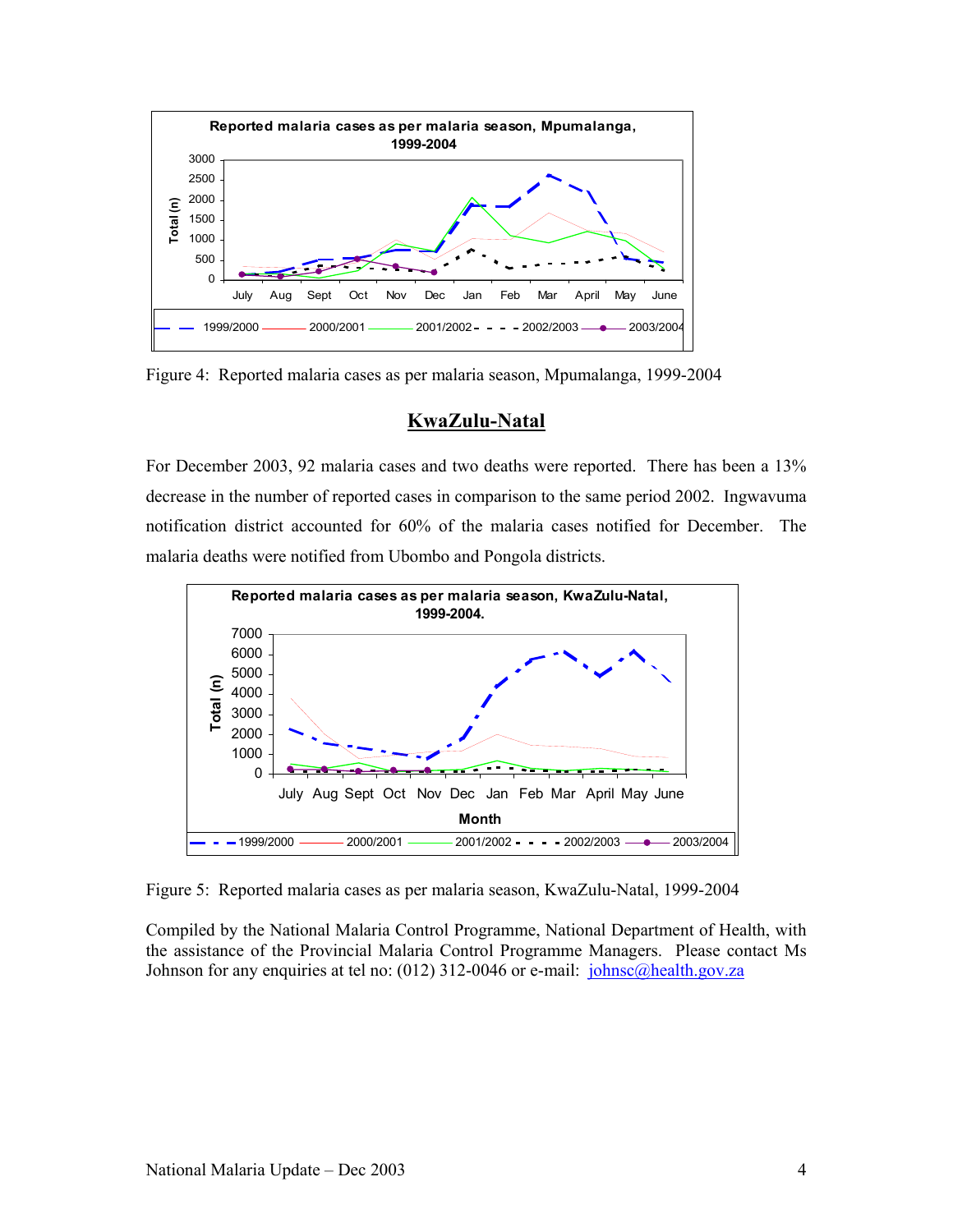Figure 4: Reported malaria cases as per malaria season, Mpumalanga, 1999-2004

## KwaZulu-Natal

For December 2003, 92 malaria cases and two deaths were reported. There has been a 13% decrease in the number of reported cases in comparison to the same period 2002. Ingwavuma notification district accounted for 60% of the malaria cases notified for December. The malaria deaths were notified from Ubombo and Pongola districts.

Figure 5: Reported malaria cases as per malaria season, KwaZulu-Natal, 1999-2004

Compiled by the National Malaria Control Programme, National Department of Health, with the assistance of the Provincial Malaria Control Programme Managers. Please contact Ms Johnson for any enquiries at tel no: (012) 312-0046 or e-mail: johnsc@health.gov.za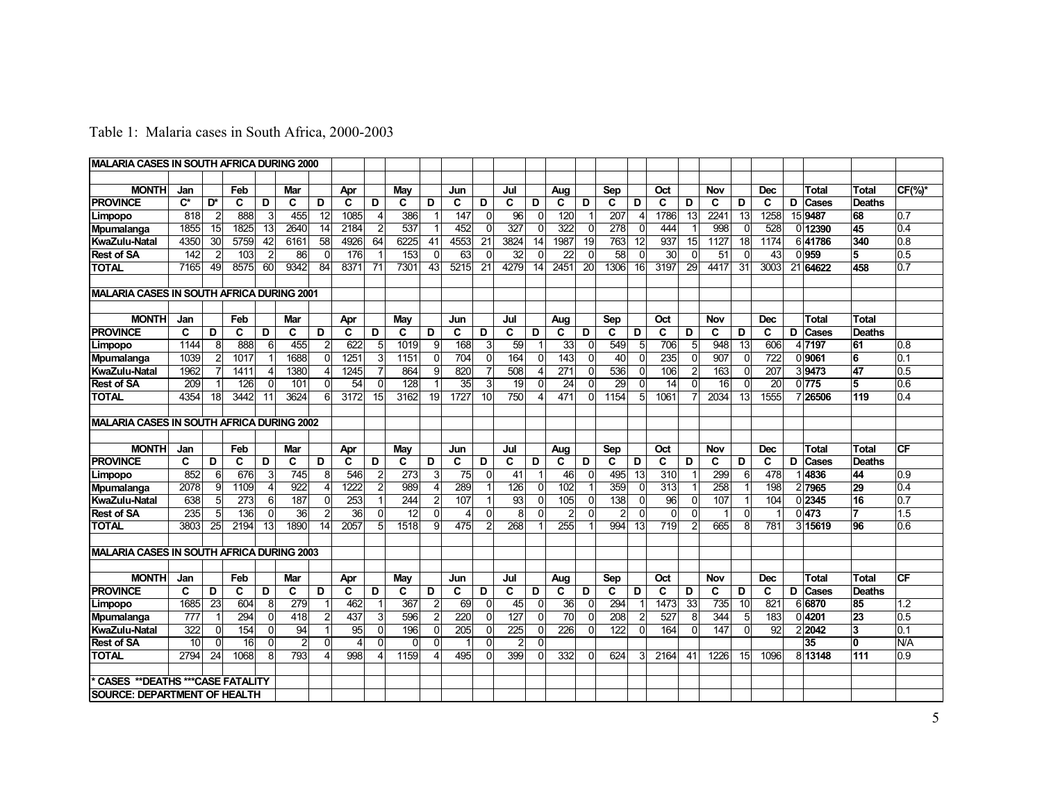Table 1: Malaria cases in South Africa, 2000-2003

| MALARIA CASES IN SOUTH AFRICA DURING 2000 | | | | | | | | | | | | | | | | | | | | | | | | | | | |
|---|---|---|---|---|---|---|---|---|---|---|---|---|---|---|---|---|---|---|---|---|---|---|---|---|---|---|---|
| **MONTH** | **Jan** | | **Feb** | | **Mar** | | **Apr** | | **May** | | **Jun** | | **Jul** | | **Aug** | | **Sep** | | **Oct** | | **Nov** | | **Dec** | | **Total** | **Total** | **CF(%)*** |
| **PROVINCE** | **C*** | **D*** | **C** | **D** | **C** | **D** | **C** | **D** | **C** | **D** | **C** | **D** | **C** | **D** | **C** | **D** | **C** | **D** | **C** | **D** | **C** | **D** | **C** | **D** | **Cases** | **Deaths** | |
| **Limpopo** | 818 | 2 | 888 | 3 | 455 | 12 | 1085 | 4 | 386 | 1 | 147 | 0 | 96 | 0 | 120 | 1 | 207 | 4 | 1786 | 13 | 2241 | 13 | 1258 | 15 | **9487** | **68** | 0.7 |
| **Mpumalanga** | 1855 | 15 | 1825 | 13 | 2640 | 14 | 2184 | 2 | 537 | 1 | 452 | 0 | 327 | 0 | 322 | 0 | 278 | 0 | 444 | 1 | 998 | 0 | 528 | 0 | **12390** | **45** | 0.4 |
| **KwaZulu-Natal** | 4350 | 30 | 5759 | 42 | 6161 | 58 | 4926 | 64 | 6225 | 41 | 4553 | 21 | 3824 | 14 | 1987 | 19 | 763 | 12 | 937 | 15 | 1127 | 18 | 1174 | 6 | **41786** | **340** | 0.8 |
| **Rest of SA** | 142 | 2 | 103 | 2 | 86 | 0 | 176 | 1 | 153 | 0 | 63 | 0 | 32 | 0 | 22 | 0 | 58 | 0 | 30 | 0 | 51 | 0 | 43 | 0 | **959** | **5** | 0.5 |
| **TOTAL** | 7165 | 49 | 8575 | 60 | 9342 | 84 | 8371 | 71 | 7301 | 43 | 5215 | 21 | 4279 | 14 | 2451 | 20 | 1306 | 16 | 3197 | 29 | 4417 | 31 | 3003 | 21 | **64622** | **458** | 0.7 |
| **MALARIA CASES IN SOUTH AFRICA DURING 2001** | | | | | | | | | | | | | | | | | | | | | | | | | | | |
| **MONTH** | **Jan** | | **Feb** | | **Mar** | | **Apr** | | **May** | | **Jun** | | **Jul** | | **Aug** | | **Sep** | | **Oct** | | **Nov** | | **Dec** | | **Total** | **Total** | |
| **PROVINCE** | **C** | **D** | **C** | **D** | **C** | **D** | **C** | **D** | **C** | **D** | **C** | **D** | **C** | **D** | **C** | **D** | **C** | **D** | **C** | **D** | **C** | **D** | **C** | **D** | **Cases** | **Deaths** | |
| **Limpopo** | 1144 | 8 | 888 | 6 | 455 | 2 | 622 | 5 | 1019 | 9 | 168 | 3 | 59 | 1 | 33 | 0 | 549 | 5 | 706 | 5 | 948 | 13 | 606 | 4 | **7197** | **61** | 0.8 |
| **Mpumalanga** | 1039 | 2 | 1017 | 1 | 1688 | 0 | 1251 | 3 | 1151 | 0 | 704 | 0 | 164 | 0 | 143 | 0 | 40 | 0 | 235 | 0 | 907 | 0 | 722 | 0 | **9061** | **6** | 0.1 |
| **KwaZulu-Natal** | 1962 | 7 | 1411 | 4 | 1380 | 4 | 1245 | 7 | 864 | 9 | 820 | 7 | 508 | 4 | 271 | 0 | 536 | 0 | 106 | 2 | 163 | 0 | 207 | 3 | **9473** | **47** | 0.5 |
| **Rest of SA** | 209 | 1 | 126 | 0 | 101 | 0 | 54 | 0 | 128 | 1 | 35 | 3 | 19 | 0 | 24 | 0 | 29 | 0 | 14 | 0 | 16 | 0 | 20 | 0 | **775** | **5** | 0.6 |
| **TOTAL** | 4354 | 18 | 3442 | 11 | 3624 | 6 | 3172 | 15 | 3162 | 19 | 1727 | 10 | 750 | 4 | 471 | 0 | 1154 | 5 | 1061 | 7 | 2034 | 13 | 1555 | 7 | **26506** | **119** | 0.4 |
| **MALARIA CASES IN SOUTH AFRICA DURING 2002** | | | | | | | | | | | | | | | | | | | | | | | | | | | |
| **MONTH** | **Jan** | | **Feb** | | **Mar** | | **Apr** | | **May** | | **Jun** | | **Jul** | | **Aug** | | **Sep** | | **Oct** | | **Nov** | | **Dec** | | **Total** | **Total** | **CF** |
| **PROVINCE** | **C** | **D** | **C** | **D** | **C** | **D** | **C** | **D** | **C** | **D** | **C** | **D** | **C** | **D** | **C** | **D** | **C** | **D** | **C** | **D** | **C** | **D** | **C** | **D** | **Cases** | **Deaths** | |
| **Limpopo** | 852 | 6 | 676 | 3 | 745 | 8 | 546 | 2 | 273 | 3 | 75 | 0 | 41 | 1 | 46 | 0 | 495 | 13 | 310 | 1 | 299 | 6 | 478 | 1 | **4836** | **44** | 0.9 |
| **Mpumalanga** | 2078 | 9 | 1109 | 4 | 922 | 4 | 1222 | 2 | 989 | 4 | 289 | 1 | 126 | 0 | 102 | 1 | 359 | 0 | 313 | 1 | 258 | 1 | 198 | 2 | **7965** | **29** | 0.4 |
| **KwaZulu-Natal** | 638 | 5 | 273 | 6 | 187 | 0 | 253 | 1 | 244 | 2 | 107 | 1 | 93 | 0 | 105 | 0 | 138 | 0 | 96 | 0 | 107 | 1 | 104 | 0 | **2345** | **16** | 0.7 |
| **Rest of SA** | 235 | 5 | 136 | 0 | 36 | 2 | 36 | 0 | 12 | 0 | 4 | 0 | 8 | 0 | 2 | 0 | 2 | 0 | 0 | 0 | 1 | 0 | 1 | 0 | **473** | **7** | 1.5 |
| **TOTAL** | 3803 | 25 | 2194 | 13 | 1890 | 14 | 2057 | 5 | 1518 | 9 | 475 | 2 | 268 | 1 | 255 | 1 | 994 | 13 | 719 | 2 | 665 | 8 | 781 | 3 | **15619** | **96** | 0.6 |
| **MALARIA CASES IN SOUTH AFRICA DURING 2003** | | | | | | | | | | | | | | | | | | | | | | | | | | | |
| **MONTH** | **Jan** | | **Feb** | | **Mar** | | **Apr** | | **May** | | **Jun** | | **Jul** | | **Aug** | | **Sep** | | **Oct** | | **Nov** | | **Dec** | | **Total** | **Total** | **CF** |
| **PROVINCE** | **C** | **D** | **C** | **D** | **C** | **D** | **C** | **D** | **C** | **D** | **C** | **D** | **C** | **D** | **C** | **D** | **C** | **D** | **C** | **D** | **C** | **D** | **C** | **D** | **Cases** | **Deaths** | |
| **Limpopo** | 1685 | 23 | 604 | 8 | 279 | 1 | 462 | 1 | 367 | 2 | 69 | 0 | 45 | 0 | 36 | 0 | 294 | 1 | 1473 | 33 | 735 | 10 | 821 | 6 | **6870** | **85** | 1.2 |
| **Mpumalanga** | 777 | 1 | 294 | 0 | 418 | 2 | 437 | 3 | 596 | 2 | 220 | 0 | 127 | 0 | 70 | 0 | 208 | 2 | 527 | 8 | 344 | 5 | 183 | 0 | **4201** | **23** | 0.5 |
| **KwaZulu-Natal** | 322 | 0 | 154 | 0 | 94 | 1 | 95 | 0 | 196 | 0 | 205 | 0 | 225 | 0 | 226 | 0 | 122 | 0 | 164 | 0 | 147 | 0 | 92 | 2 | **2042** | **3** | 0.1 |
| **Rest of SA** | 10 | 0 | 16 | 0 | 2 | 0 | 4 | 0 | 0 | 0 | 1 | 0 | 2 | 0 | | | | | | | | | | | **35** | **0** | N/A |
| **TOTAL** | 2794 | 24 | 1068 | 8 | 793 | 4 | 998 | 4 | 1159 | 4 | 495 | 0 | 399 | 0 | 332 | 0 | 624 | 3 | 2164 | 41 | 1226 | 15 | 1096 | 8 | **13148** | **111** | 0.9 |
| *** CASES **DEATHS ***CASE FATALITY** | | | | | | | | | | | | | | | | | | | | | | | | | | | |
| **SOURCE: DEPARTMENT OF HEALTH** | | | | | | | | | | | | | | | | | | | | | | | | | | | |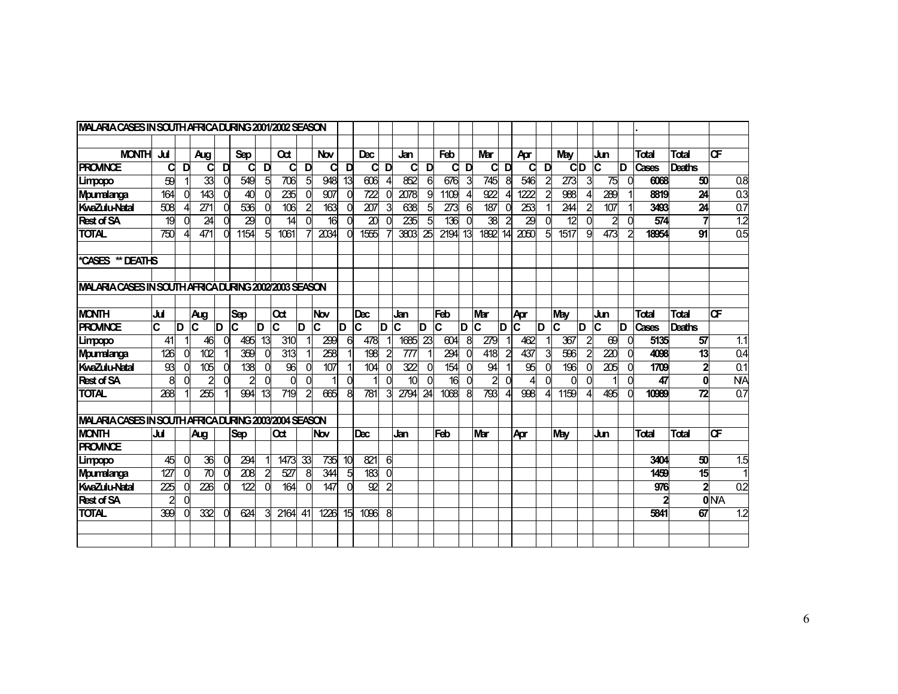**MALARIA CASES IN SOUTH AFRICA DURING 2001/2002 SEASON**

| MONTH | Jul | | Aug | | Sep | | Oct | | Nov | | Dec | | Jan | | Feb | | Mar | | Apr | | May | | Jun | | Total | Total | CF |
|---|---|---|---|---|---|---|---|---|---|---|---|---|---|---|---|---|---|---|---|---|---|---|---|---|---|---|---|
| PROVINCE | C | D | C | D | C | D | C | D | C | D | C | D | C | D | C | D | C | D | C | D | C | D | C | D | Cases | Deaths | |
| Limpopo | 59 | 1 | 33 | 0 | 549 | 5 | 706 | 5 | 948 | 13 | 606 | 4 | 852 | 6 | 676 | 3 | 745 | 8 | 546 | 2 | 273 | 3 | 75 | 0 | 6068 | 50 | 0.8 |
| Mpumalanga | 164 | 0 | 143 | 0 | 40 | 0 | 235 | 0 | 907 | 0 | 722 | 0 | 2078 | 9 | 1109 | 4 | 922 | 4 | 1222 | 2 | 988 | 4 | 289 | 1 | 8819 | 24 | 0.3 |
| KwaZulu-Natal | 508 | 4 | 271 | 0 | 536 | 0 | 106 | 2 | 163 | 0 | 207 | 3 | 638 | 5 | 273 | 6 | 187 | 0 | 253 | 1 | 244 | 2 | 107 | 1 | 3493 | 24 | 0.7 |
| Rest of SA | 19 | 0 | 24 | 0 | 29 | 0 | 14 | 0 | 16 | 0 | 20 | 0 | 235 | 5 | 136 | 0 | 38 | 2 | 29 | 0 | 12 | 0 | 2 | 0 | 574 | 7 | 1.2 |
| TOTAL | 750 | 4 | 471 | 0 | 1154 | 5 | 1061 | 7 | 2034 | 0 | 1555 | 7 | 3803 | 25 | 2194 | 13 | 1892 | 14 | 2050 | 5 | 1517 | 9 | 473 | 2 | 18954 | 91 | 0.5 |

*CASES ** DEATHS

**MALARIA CASES IN SOUTH AFRICA DURING 2002/2003 SEASON**

| MONTH | Jul | | Aug | | Sep | | Oct | | Nov | | Dec | | Jan | | Feb | | Mar | | Apr | | May | | Jun | | Total | Total | CF |
|---|---|---|---|---|---|---|---|---|---|---|---|---|---|---|---|---|---|---|---|---|---|---|---|---|---|---|---|
| PROVINCE | C | D | C | D | C | D | C | D | C | D | C | D | C | D | C | D | C | D | C | D | C | D | C | D | Cases | Deaths | |
| Limpopo | 41 | 1 | 46 | 0 | 495 | 13 | 310 | 1 | 299 | 6 | 478 | 1 | 1685 | 23 | 604 | 8 | 279 | 1 | 462 | 1 | 367 | 2 | 69 | 0 | 5135 | 57 | 1.1 |
| Mpumalanga | 126 | 0 | 102 | 1 | 359 | 0 | 313 | 1 | 258 | 1 | 198 | 2 | 777 | 1 | 294 | 0 | 418 | 2 | 437 | 3 | 596 | 2 | 220 | 0 | 4098 | 13 | 0.4 |
| KwaZulu-Natal | 93 | 0 | 105 | 0 | 138 | 0 | 96 | 0 | 107 | 1 | 104 | 0 | 322 | 0 | 154 | 0 | 94 | 1 | 95 | 0 | 196 | 0 | 205 | 0 | 1709 | 2 | 0.1 |
| Rest of SA | 8 | 0 | 2 | 0 | 2 | 0 | 0 | 0 | 1 | 0 | 1 | 0 | 10 | 0 | 16 | 0 | 2 | 0 | 4 | 0 | 0 | 0 | 1 | 0 | 47 | 0 | N/A |
| TOTAL | 268 | 1 | 255 | 1 | 994 | 13 | 719 | 2 | 665 | 8 | 781 | 3 | 2794 | 24 | 1068 | 8 | 793 | 4 | 998 | 4 | 1159 | 4 | 495 | 0 | 10989 | 72 | 0.7 |

**MALARIA CASES IN SOUTH AFRICA DURING 2003/2004 SEASON**

| MONTH | Jul | | Aug | | Sep | | Oct | | Nov | | Dec | | Jan | | Feb | | Mar | | Apr | | May | | Jun | | Total | Total | CF |
|---|---|---|---|---|---|---|---|---|---|---|---|---|---|---|---|---|---|---|---|---|---|---|---|---|---|---|---|
| PROVINCE | | | | | | | | | | | | | | | | | | | | | | | | | | | |
| Limpopo | 45 | 0 | 36 | 0 | 294 | 1 | 1473 | 33 | 735 | 10 | 821 | 6 | | | | | | | | | | | | | 3404 | 50 | 1.5 |
| Mpumalanga | 127 | 0 | 70 | 0 | 208 | 2 | 527 | 8 | 344 | 5 | 183 | 0 | | | | | | | | | | | | | 1459 | 15 | 1 |
| KwaZulu-Natal | 225 | 0 | 226 | 0 | 122 | 0 | 164 | 0 | 147 | 0 | 92 | 2 | | | | | | | | | | | | | 976 | 2 | 0.2 |
| Rest of SA | 2 | 0 | | | | | | | | | | | | | | | | | | | | | | | 2 | 0 | N/A |
| TOTAL | 399 | 0 | 332 | 0 | 624 | 3 | 2164 | 41 | 1226 | 15 | 1096 | 8 | | | | | | | | | | | | | 5841 | 67 | 1.2 |